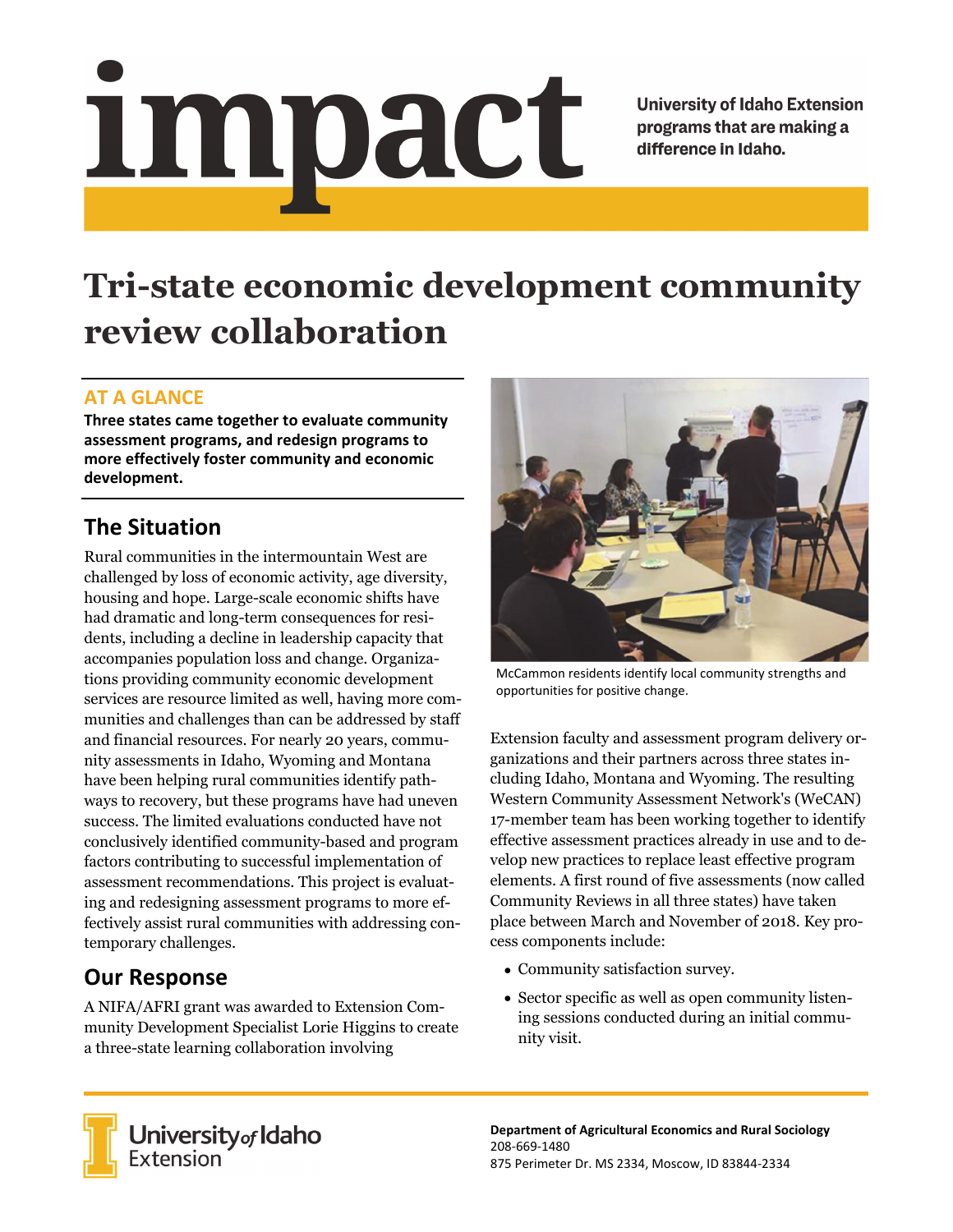# impact

**University of Idaho Extension programs that are making a difference in Idaho.**

# Tri-state economic development community review collaboration

## AT A GLANCE

**Three states came together to evaluate community assessment programs, and redesign programs to more effectively foster community and economic development.**

## The Situation

Rural communities in the intermountain West are challenged by loss of economic activity, age diversity, housing and hope. Large-scale economic shifts have had dramatic and long-term consequences for residents, including a decline in leadership capacity that accompanies population loss and change. Organizations providing community economic development services are resource limited as well, having more communities and challenges than can be addressed by staff and financial resources. For nearly 20 years, community assessments in Idaho, Wyoming and Montana have been helping rural communities identify pathways to recovery, but these programs have had uneven success. The limited evaluations conducted have not conclusively identified community-based and program factors contributing to successful implementation of assessment recommendations. This project is evaluating and redesigning assessment programs to more effectively assist rural communities with addressing contemporary challenges.

## Our Response

A NIFA/AFRI grant was awarded to Extension Community Development Specialist Lorie Higgins to create a three-state learning collaboration involving Extension faculty and assessment program delivery organizations and their partners across three states including Idaho, Montana and Wyoming. The resulting Western Community Assessment Network's (WeCAN) 17-member team has been working together to identify effective assessment practices already in use and to develop new practices to replace least effective program elements. A first round of five assessments (now called Community Reviews in all three states) have taken place between March and November of 2018. Key process components include:

- Community satisfaction survey.
- Sector specific as well as open community listening sessions conducted during an initial community visit.

McCammon residents identify local community strengths and opportunities for positive change.

University of Idaho Extension

**Department of Agricultural Economics and Rural Sociology**
208-669-1480
875 Perimeter Dr. MS 2334, Moscow, ID 83844-2334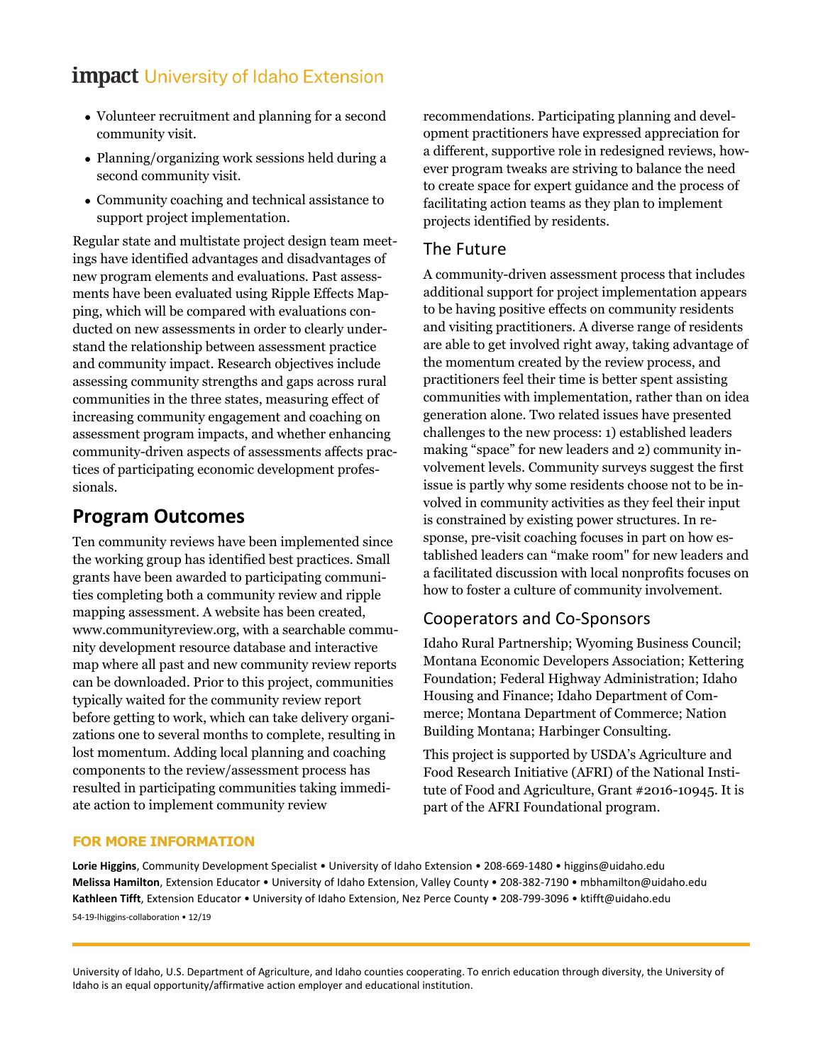- Volunteer recruitment and planning for a second community visit.
- Planning/organizing work sessions held during a second community visit.
- Community coaching and technical assistance to support project implementation.

Regular state and multistate project design team meetings have identified advantages and disadvantages of new program elements and evaluations. Past assessments have been evaluated using Ripple Effects Mapping, which will be compared with evaluations conducted on new assessments in order to clearly understand the relationship between assessment practice and community impact. Research objectives include assessing community strengths and gaps across rural communities in the three states, measuring effect of increasing community engagement and coaching on assessment program impacts, and whether enhancing community-driven aspects of assessments affects practices of participating economic development professionals.

## Program Outcomes

Ten community reviews have been implemented since the working group has identified best practices. Small grants have been awarded to participating communities completing both a community review and ripple mapping assessment. A website has been created, www.communityreview.org, with a searchable community development resource database and interactive map where all past and new community review reports can be downloaded. Prior to this project, communities typically waited for the community review report before getting to work, which can take delivery organizations one to several months to complete, resulting in lost momentum. Adding local planning and coaching components to the review/assessment process has resulted in participating communities taking immediate action to implement community review recommendations. Participating planning and development practitioners have expressed appreciation for a different, supportive role in redesigned reviews, however program tweaks are striving to balance the need to create space for expert guidance and the process of facilitating action teams as they plan to implement projects identified by residents.

## The Future

A community-driven assessment process that includes additional support for project implementation appears to be having positive effects on community residents and visiting practitioners. A diverse range of residents are able to get involved right away, taking advantage of the momentum created by the review process, and practitioners feel their time is better spent assisting communities with implementation, rather than on idea generation alone. Two related issues have presented challenges to the new process: 1) established leaders making "space" for new leaders and 2) community involvement levels. Community surveys suggest the first issue is partly why some residents choose not to be involved in community activities as they feel their input is constrained by existing power structures. In response, pre-visit coaching focuses in part on how established leaders can "make room" for new leaders and a facilitated discussion with local nonprofits focuses on how to foster a culture of community involvement.

## Cooperators and Co-Sponsors

Idaho Rural Partnership; Wyoming Business Council; Montana Economic Developers Association; Kettering Foundation; Federal Highway Administration; Idaho Housing and Finance; Idaho Department of Commerce; Montana Department of Commerce; Nation Building Montana; Harbinger Consulting.

This project is supported by USDA's Agriculture and Food Research Initiative (AFRI) of the National Institute of Food and Agriculture, Grant #2016-10945. It is part of the AFRI Foundational program.

**FOR MORE INFORMATION**

**Lorie Higgins**, Community Development Specialist • University of Idaho Extension • 208-669-1480 • higgins@uidaho.edu
**Melissa Hamilton**, Extension Educator • University of Idaho Extension, Valley County • 208-382-7190 • mbhamilton@uidaho.edu
**Kathleen Tifft**, Extension Educator • University of Idaho Extension, Nez Perce County • 208-799-3096 • ktifft@uidaho.edu

54-19-lhiggins-collaboration • 12/19

University of Idaho, U.S. Department of Agriculture, and Idaho counties cooperating. To enrich education through diversity, the University of Idaho is an equal opportunity/affirmative action employer and educational institution.